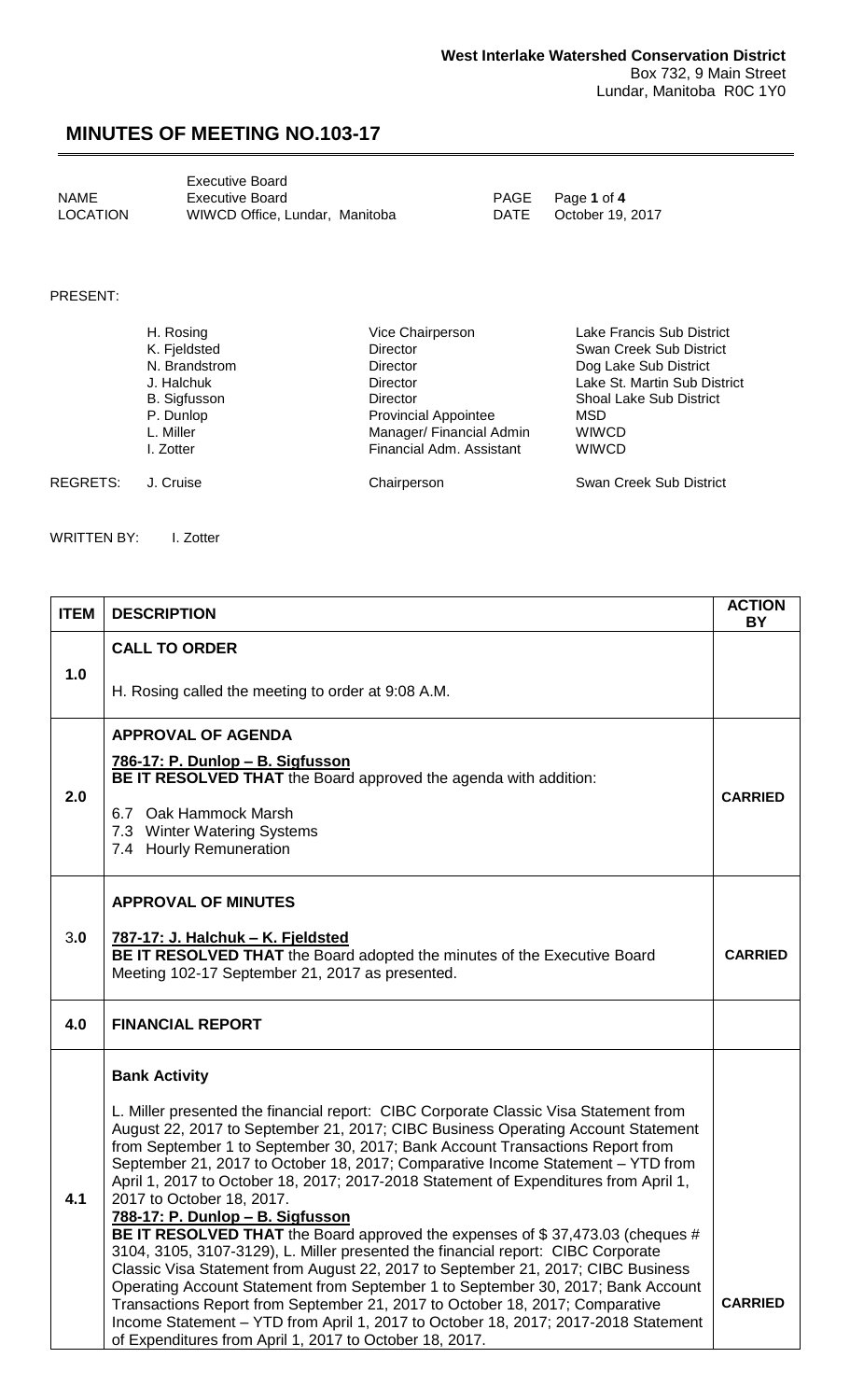**West Interlake Watershed Conservation District**
Box 732, 9 Main Street
Lundar, Manitoba R0C 1Y0

# MINUTES OF MEETING NO.103-17

| | | | |
|---|---|---|---|
| NAME | Executive Board<br>Executive Board | PAGE | Page **1** of **4** |
| LOCATION | WIWCD Office, Lundar, Manitoba | DATE | October 19, 2017 |

PRESENT:

| | | | |
|---|---|---|---|
| | H. Rosing | Vice Chairperson | Lake Francis Sub District |
| | K. Fjeldsted | Director | Swan Creek Sub District |
| | N. Brandstrom | Director | Dog Lake Sub District |
| | J. Halchuk | Director | Lake St. Martin Sub District |
| | B. Sigfusson | Director | Shoal Lake Sub District |
| | P. Dunlop | Provincial Appointee | MSD |
| | L. Miller | Manager/ Financial Admin | WIWCD |
| | I. Zotter | Financial Adm. Assistant | WIWCD |
| REGRETS: | J. Cruise | Chairperson | Swan Creek Sub District |

WRITTEN BY: I. Zotter

| ITEM | DESCRIPTION | ACTION BY |
|---|---|---|
| 1.0 | **CALL TO ORDER**<br><br>H. Rosing called the meeting to order at 9:08 A.M. | |
| 2.0 | **APPROVAL OF AGENDA**<br><br>**786-17: P. Dunlop – B. Sigfusson**<br>**BE IT RESOLVED THAT** the Board approved the agenda with addition:<br><br>6.7 Oak Hammock Marsh<br>7.3 Winter Watering Systems<br>7.4 Hourly Remuneration | **CARRIED** |
| 3.0 | **APPROVAL OF MINUTES**<br><br>**787-17: J. Halchuk – K. Fjeldsted**<br>**BE IT RESOLVED THAT** the Board adopted the minutes of the Executive Board Meeting 102-17 September 21, 2017 as presented. | **CARRIED** |
| 4.0 | **FINANCIAL REPORT** | |
| 4.1 | **Bank Activity**<br><br>L. Miller presented the financial report: CIBC Corporate Classic Visa Statement from August 22, 2017 to September 21, 2017; CIBC Business Operating Account Statement from September 1 to September 30, 2017; Bank Account Transactions Report from September 21, 2017 to October 18, 2017; Comparative Income Statement – YTD from April 1, 2017 to October 18, 2017; 2017-2018 Statement of Expenditures from April 1, 2017 to October 18, 2017.<br>**788-17: P. Dunlop – B. Sigfusson**<br>**BE IT RESOLVED THAT** the Board approved the expenses of $ 37,473.03 (cheques # 3104, 3105, 3107-3129), L. Miller presented the financial report: CIBC Corporate Classic Visa Statement from August 22, 2017 to September 21, 2017; CIBC Business Operating Account Statement from September 1 to September 30, 2017; Bank Account Transactions Report from September 21, 2017 to October 18, 2017; Comparative Income Statement – YTD from April 1, 2017 to October 18, 2017; 2017-2018 Statement of Expenditures from April 1, 2017 to October 18, 2017. | **CARRIED** |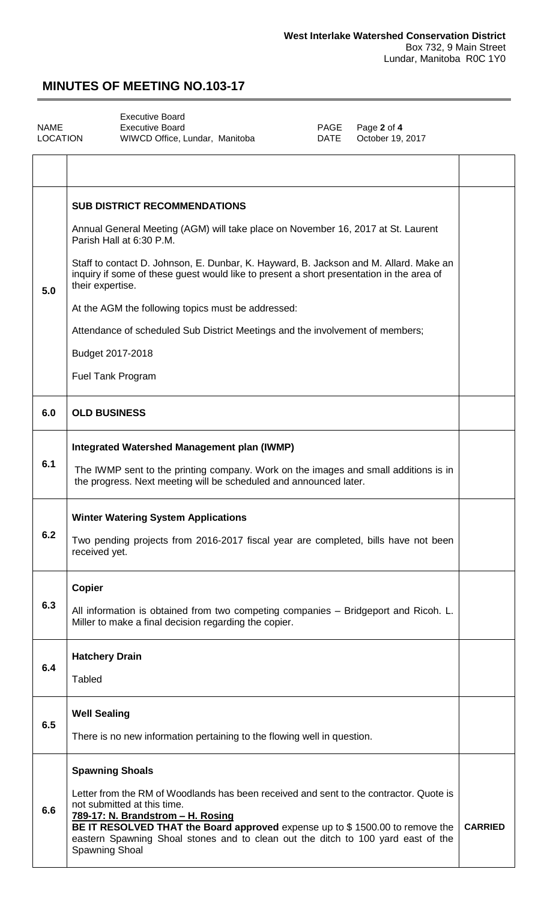**West Interlake Watershed Conservation District**
Box 732, 9 Main Street
Lundar, Manitoba R0C 1Y0

# MINUTES OF MEETING NO.103-17

| | | | |
|---|---|---|---|
| NAME | Executive Board<br>Executive Board | PAGE | Page **2** of **4** |
| LOCATION | WIWCD Office, Lundar, Manitoba | DATE | October 19, 2017 |

| | | |
|---|---|---|
| | | |
| 5.0 | **SUB DISTRICT RECOMMENDATIONS**<br><br>Annual General Meeting (AGM) will take place on November 16, 2017 at St. Laurent Parish Hall at 6:30 P.M.<br><br>Staff to contact D. Johnson, E. Dunbar, K. Hayward, B. Jackson and M. Allard. Make an inquiry if some of these guest would like to present a short presentation in the area of their expertise.<br><br>At the AGM the following topics must be addressed:<br><br>Attendance of scheduled Sub District Meetings and the involvement of members;<br><br>Budget 2017-2018<br><br>Fuel Tank Program | |
| 6.0 | **OLD BUSINESS** | |
| 6.1 | **Integrated Watershed Management plan (IWMP)**<br><br>The IWMP sent to the printing company. Work on the images and small additions is in the progress. Next meeting will be scheduled and announced later. | |
| 6.2 | **Winter Watering System Applications**<br><br>Two pending projects from 2016-2017 fiscal year are completed, bills have not been received yet. | |
| 6.3 | **Copier**<br><br>All information is obtained from two competing companies – Bridgeport and Ricoh. L. Miller to make a final decision regarding the copier. | |
| 6.4 | **Hatchery Drain**<br><br>Tabled | |
| 6.5 | **Well Sealing**<br><br>There is no new information pertaining to the flowing well in question. | |
| 6.6 | **Spawning Shoals**<br><br>Letter from the RM of Woodlands has been received and sent to the contractor. Quote is not submitted at this time.<br>**789-17: N. Brandstrom – H. Rosing**<br>**BE IT RESOLVED THAT the Board approved** expense up to $ 1500.00 to remove the eastern Spawning Shoal stones and to clean out the ditch to 100 yard east of the Spawning Shoal | **CARRIED** |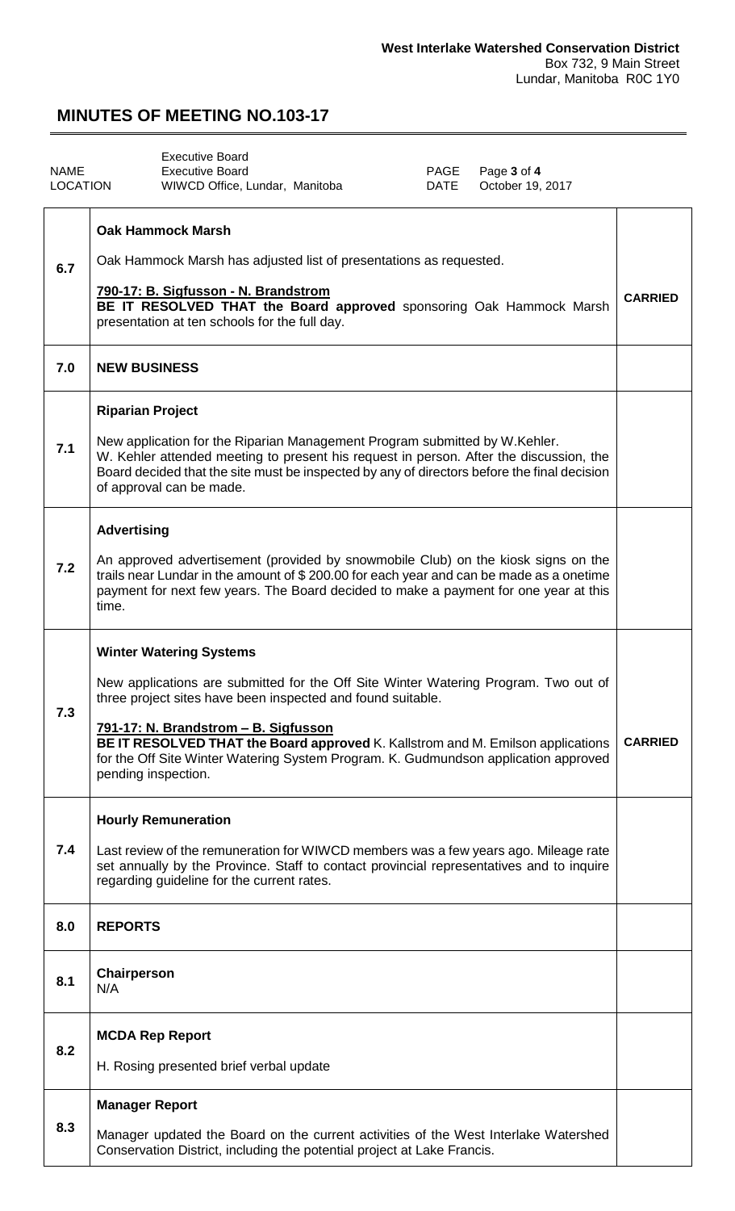**West Interlake Watershed Conservation District**
Box 732, 9 Main Street
Lundar, Manitoba R0C 1Y0

# MINUTES OF MEETING NO.103-17

| | | | |
|---|---|---|---|
| NAME | Executive Board<br>Executive Board | PAGE | Page **3** of **4** |
| LOCATION | WIWCD Office, Lundar, Manitoba | DATE | October 19, 2017 |

| | | |
|---|---|---|
| 6.7 | **Oak Hammock Marsh**<br><br>Oak Hammock Marsh has adjusted list of presentations as requested.<br><br>**790-17: B. Sigfusson - N. Brandstrom**<br>**BE IT RESOLVED THAT the Board approved** sponsoring Oak Hammock Marsh presentation at ten schools for the full day. | **CARRIED** |
| 7.0 | **NEW BUSINESS** | |
| 7.1 | **Riparian Project**<br><br>New application for the Riparian Management Program submitted by W.Kehler. W. Kehler attended meeting to present his request in person. After the discussion, the Board decided that the site must be inspected by any of directors before the final decision of approval can be made. | |
| 7.2 | **Advertising**<br><br>An approved advertisement (provided by snowmobile Club) on the kiosk signs on the trails near Lundar in the amount of $ 200.00 for each year and can be made as a onetime payment for next few years. The Board decided to make a payment for one year at this time. | |
| 7.3 | **Winter Watering Systems**<br><br>New applications are submitted for the Off Site Winter Watering Program. Two out of three project sites have been inspected and found suitable.<br><br>**791-17: N. Brandstrom – B. Sigfusson**<br>**BE IT RESOLVED THAT the Board approved** K. Kallstrom and M. Emilson applications for the Off Site Winter Watering System Program. K. Gudmundson application approved pending inspection. | **CARRIED** |
| 7.4 | **Hourly Remuneration**<br><br>Last review of the remuneration for WIWCD members was a few years ago. Mileage rate set annually by the Province. Staff to contact provincial representatives and to inquire regarding guideline for the current rates. | |
| 8.0 | **REPORTS** | |
| 8.1 | **Chairperson**<br>N/A | |
| 8.2 | **MCDA Rep Report**<br><br>H. Rosing presented brief verbal update | |
| 8.3 | **Manager Report**<br><br>Manager updated the Board on the current activities of the West Interlake Watershed Conservation District, including the potential project at Lake Francis. | |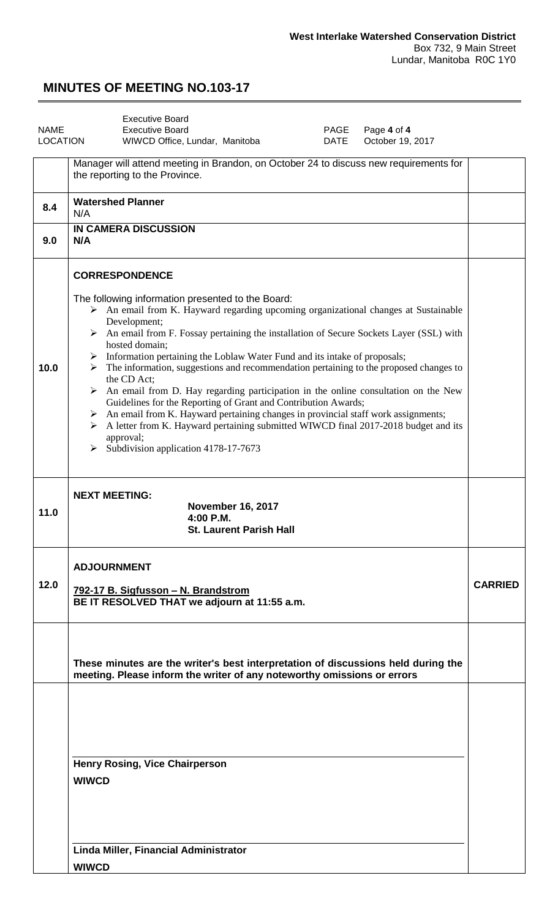**West Interlake Watershed Conservation District**
Box 732, 9 Main Street
Lundar, Manitoba R0C 1Y0

# MINUTES OF MEETING NO.103-17

| | | | |
|---|---|---|---|
| NAME | Executive Board<br>Executive Board | PAGE | Page **4** of **4** |
| LOCATION | WIWCD Office, Lundar, Manitoba | DATE | October 19, 2017 |

| | | |
|---|---|---|
| | Manager will attend meeting in Brandon, on October 24 to discuss new requirements for the reporting to the Province. | |
| 8.4 | **Watershed Planner**<br>N/A | |
| 9.0 | **IN CAMERA DISCUSSION**<br>**N/A** | |
| 10.0 | **CORRESPONDENCE**<br><br>The following information presented to the Board:<br>➢ An email from K. Hayward regarding upcoming organizational changes at Sustainable Development;<br>➢ An email from F. Fossay pertaining the installation of Secure Sockets Layer (SSL) with hosted domain;<br>➢ Information pertaining the Loblaw Water Fund and its intake of proposals;<br>➢ The information, suggestions and recommendation pertaining to the proposed changes to the CD Act;<br>➢ An email from D. Hay regarding participation in the online consultation on the New Guidelines for the Reporting of Grant and Contribution Awards;<br>➢ An email from K. Hayward pertaining changes in provincial staff work assignments;<br>➢ A letter from K. Hayward pertaining submitted WIWCD final 2017-2018 budget and its approval;<br>➢ Subdivision application 4178-17-7673 | |
| 11.0 | **NEXT MEETING:**<br>**November 16, 2017**<br>**4:00 P.M.**<br>**St. Laurent Parish Hall** | |
| 12.0 | **ADJOURNMENT**<br><br>**792-17 B. Sigfusson – N. Brandstrom**<br>**BE IT RESOLVED THAT we adjourn at 11:55 a.m.** | **CARRIED** |
| | **These minutes are the writer's best interpretation of discussions held during the meeting. Please inform the writer of any noteworthy omissions or errors** | |
| | **Henry Rosing, Vice Chairperson**<br>**WIWCD**<br><br>**Linda Miller, Financial Administrator**<br>**WIWCD** | |